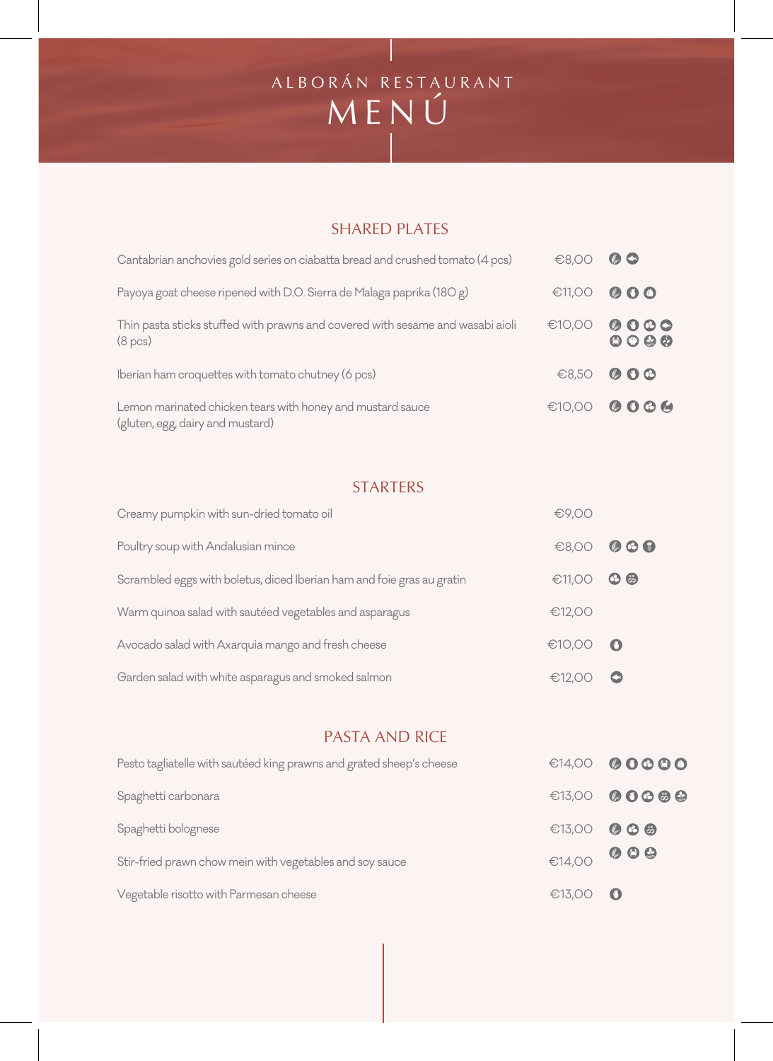# ALBORÁN RESTAURANT

# MENÚ

## SHARED PLATES

| Dish | Price |
| --- | --- |
| Cantabrian anchovies gold series on ciabatta bread and crushed tomato (4 pcs) | €8,00 |
| Payoya goat cheese ripened with D.O. Sierra de Malaga paprika (180 g) | €11,00 |
| Thin pasta sticks stuffed with prawns and covered with sesame and wasabi aioli (8 pcs) | €10,00 |
| Iberian ham croquettes with tomato chutney (6 pcs) | €8,50 |
| Lemon marinated chicken tears with honey and mustard sauce (gluten, egg, dairy and mustard) | €10,00 |

## STARTERS

| Dish | Price |
| --- | --- |
| Creamy pumpkin with sun-dried tomato oil | €9,00 |
| Poultry soup with Andalusian mince | €8,00 |
| Scrambled eggs with boletus, diced Iberian ham and foie gras au gratin | €11,00 |
| Warm quinoa salad with sautéed vegetables and asparagus | €12,00 |
| Avocado salad with Axarquia mango and fresh cheese | €10,00 |
| Garden salad with white asparagus and smoked salmon | €12,00 |

## PASTA AND RICE

| Dish | Price |
| --- | --- |
| Pesto tagliatelle with sautéed king prawns and grated sheep's cheese | €14,00 |
| Spaghetti carbonara | €13,00 |
| Spaghetti bolognese | €13,00 |
| Stir-fried prawn chow mein with vegetables and soy sauce | €14,00 |
| Vegetable risotto with Parmesan cheese | €13,00 |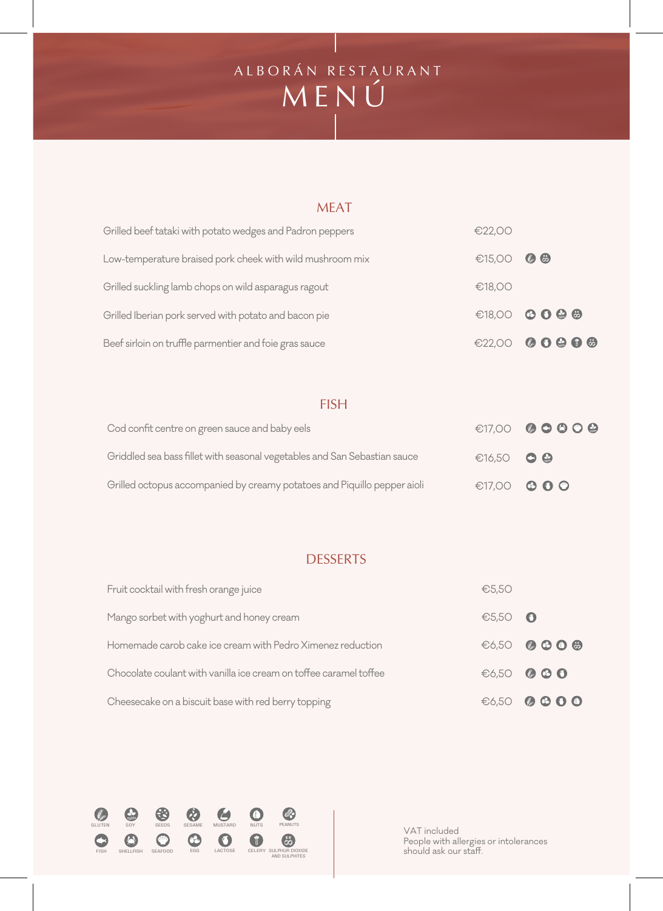# ALBORÁN RESTAURANT
# MENÚ

## MEAT

| | | |
|---|---|---|
| Grilled beef tataki with potato wedges and Padron peppers | €22,00 | |
| Low-temperature braised pork cheek with wild mushroom mix | €15,00 | |
| Grilled suckling lamb chops on wild asparagus ragout | €18,00 | |
| Grilled Iberian pork served with potato and bacon pie | €18,00 | |
| Beef sirloin on truffle parmentier and foie gras sauce | €22,00 | |

## FISH

| | | |
|---|---|---|
| Cod confit centre on green sauce and baby eels | €17,00 | |
| Griddled sea bass fillet with seasonal vegetables and San Sebastian sauce | €16,50 | |
| Grilled octopus accompanied by creamy potatoes and Piquillo pepper aioli | €17,00 | |

## DESSERTS

| | | |
|---|---|---|
| Fruit cocktail with fresh orange juice | €5,50 | |
| Mango sorbet with yoghurt and honey cream | €5,50 | |
| Homemade carob cake ice cream with Pedro Ximenez reduction | €6,50 | |
| Chocolate coulant with vanilla ice cream on toffee caramel toffee | €6,50 | |
| Cheesecake on a biscuit base with red berry topping | €6,50 | |

GLUTEN SOY SEEDS SESAME MUSTARD NUTS PEANUTS
FISH SHELLFISH SEAFOOD EGG LACTOSE CELERY SULPHUR DIOXIDE AND SULPHITES

VAT included
People with allergies or intolerances should ask our staff.